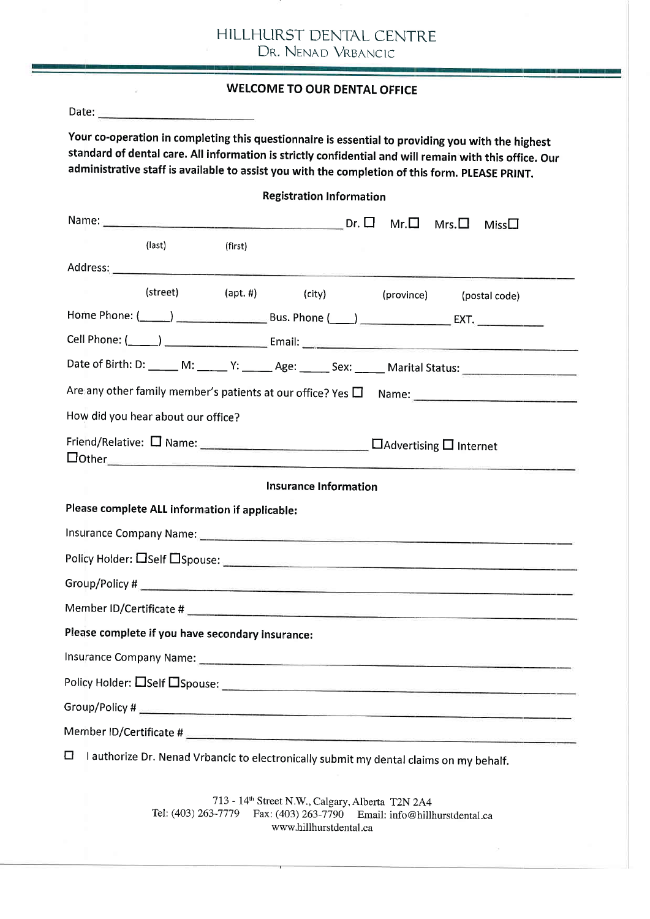# HILLHURST DENTAL CENTRE

DR. NENAD VRBANCIC

## WELCOME TO OUR DENTAL OFFICE

Date: ___________________________

**Your co-operation in completing this questionnaire is essential to providing you with the highest standard of dental care. All information is strictly confidential and will remain with this office. Our administrative staff is available to assist you with the completion of this form. PLEASE PRINT.**

### Registration Information

Name: ____________________________________________ Dr. ☐ Mr. ☐ Mrs. ☐ Miss ☐

(last) (first)

Address: ______________________________________________________________________

(street) (apt. #) (city) (province) (postal code)

Home Phone: (_____) ________________ Bus. Phone (____) ________________ EXT. ___________

Cell Phone: (_____) __________________ Email: ________________________________________

Date of Birth: D: _____ M: _____ Y: _____ Age: _____ Sex: _____ Marital Status: __________________

Are any other family member's patients at our office? Yes ☐ Name: _________________________

How did you hear about our office?

Friend/Relative: ☐ Name: ____________________________ ☐Advertising ☐ Internet

☐Other ______________________________________________________________________

### Insurance Information

**Please complete ALL information if applicable:**

Insurance Company Name: _______________________________________________________

Policy Holder: ☐Self ☐Spouse: ____________________________________________________

Group/Policy # ________________________________________________________________

Member ID/Certificate # _________________________________________________________

**Please complete if you have secondary insurance:**

Insurance Company Name: _______________________________________________________

Policy Holder: ☐Self ☐Spouse: ____________________________________________________

Group/Policy # ________________________________________________________________

Member ID/Certificate # _________________________________________________________

☐ I authorize Dr. Nenad Vrbancic to electronically submit my dental claims on my behalf.

713 - 14th Street N.W., Calgary, Alberta T2N 2A4

Tel: (403) 263-7779 Fax: (403) 263-7790 Email: info@hillhurstdental.ca

www.hillhurstdental.ca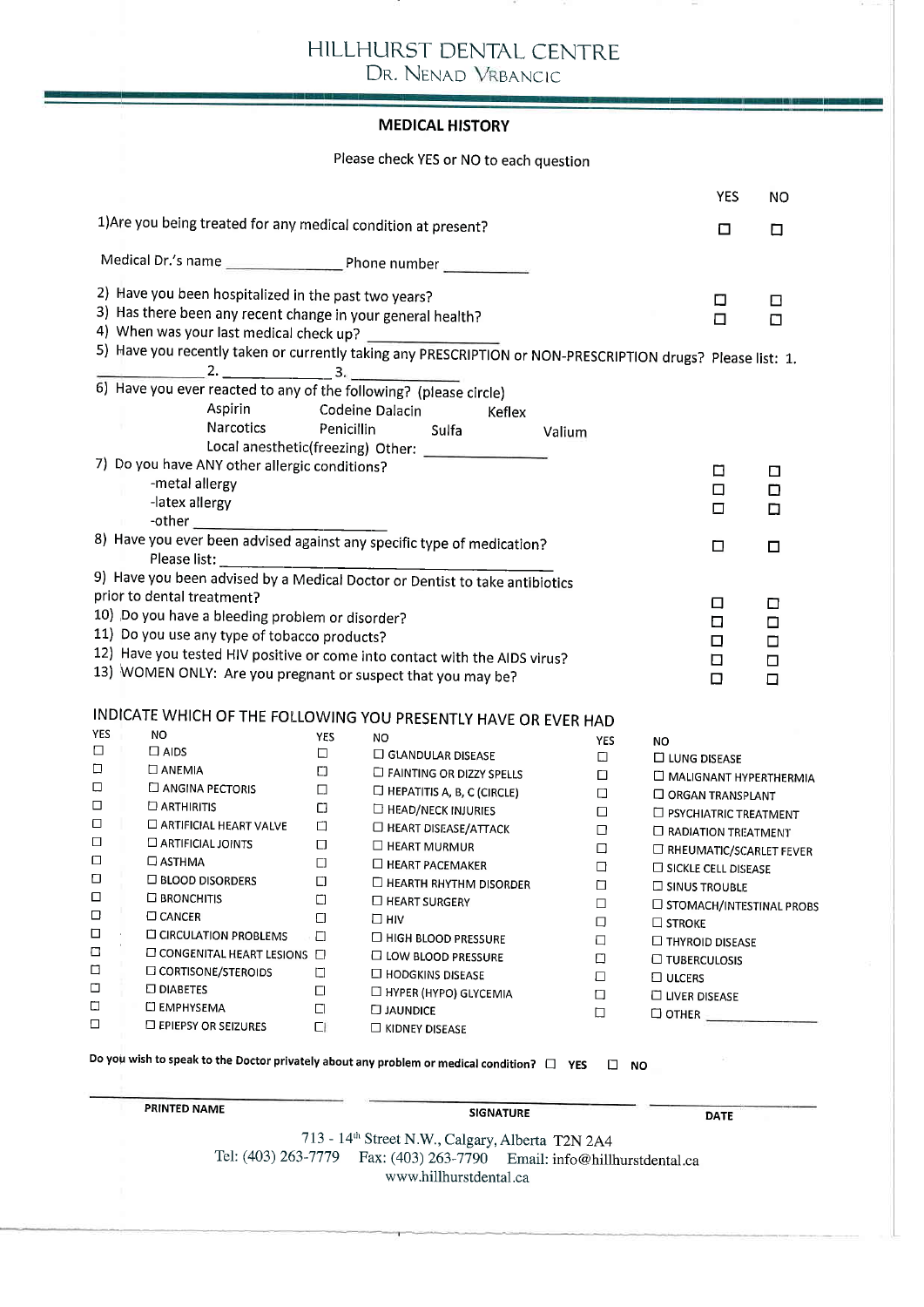# HILLHURST DENTAL CENTRE

DR. NENAD VRBANCIC

## MEDICAL HISTORY

Please check YES or NO to each question

| | YES | NO |
|---|---|---|
| 1) Are you being treated for any medical condition at present? | ☐ | ☐ |
| Medical Dr.'s name ______________ Phone number __________ | | |
| 2) Have you been hospitalized in the past two years? | ☐ | ☐ |
| 3) Has there been any recent change in your general health? | ☐ | ☐ |
| 4) When was your last medical check up? _______________ | | |
| 5) Have you recently taken or currently taking any PRESCRIPTION or NON-PRESCRIPTION drugs? Please list: 1. ____________ 2. ____________ 3. ____________ | | |
| 6) Have you ever reacted to any of the following? (please circle) Aspirin, Codeine, Dalacin, Keflex, Narcotics, Penicillin, Sulfa, Valium, Local anesthetic(freezing), Other: _______________ | | |
| 7) Do you have ANY other allergic conditions? | ☐ | ☐ |
| -metal allergy | ☐ | ☐ |
| -latex allergy | ☐ | ☐ |
| -other ______________________ | | |
| 8) Have you ever been advised against any specific type of medication? Please list: ______________________ | ☐ | ☐ |
| 9) Have you been advised by a Medical Doctor or Dentist to take antibiotics prior to dental treatment? | ☐ | ☐ |
| 10) Do you have a bleeding problem or disorder? | ☐ | ☐ |
| 11) Do you use any type of tobacco products? | ☐ | ☐ |
| 12) Have you tested HIV positive or come into contact with the AIDS virus? | ☐ | ☐ |
| 13) WOMEN ONLY: Are you pregnant or suspect that you may be? | ☐ | ☐ |

### INDICATE WHICH OF THE FOLLOWING YOU PRESENTLY HAVE OR EVER HAD

| YES | NO | YES | NO | YES | NO |
|---|---|---|---|---|---|
| ☐ | ☐ AIDS | ☐ | ☐ GLANDULAR DISEASE | ☐ | ☐ LUNG DISEASE |
| ☐ | ☐ ANEMIA | ☐ | ☐ FAINTING OR DIZZY SPELLS | ☐ | ☐ MALIGNANT HYPERTHERMIA |
| ☐ | ☐ ANGINA PECTORIS | ☐ | ☐ HEPATITIS A, B, C (CIRCLE) | ☐ | ☐ ORGAN TRANSPLANT |
| ☐ | ☐ ARTHIRITIS | ☐ | ☐ HEAD/NECK INJURIES | ☐ | ☐ PSYCHIATRIC TREATMENT |
| ☐ | ☐ ARTIFICIAL HEART VALVE | ☐ | ☐ HEART DISEASE/ATTACK | ☐ | ☐ RADIATION TREATMENT |
| ☐ | ☐ ARTIFICIAL JOINTS | ☐ | ☐ HEART MURMUR | ☐ | ☐ RHEUMATIC/SCARLET FEVER |
| ☐ | ☐ ASTHMA | ☐ | ☐ HEART PACEMAKER | ☐ | ☐ SICKLE CELL DISEASE |
| ☐ | ☐ BLOOD DISORDERS | ☐ | ☐ HEARTH RHYTHM DISORDER | ☐ | ☐ SINUS TROUBLE |
| ☐ | ☐ BRONCHITIS | ☐ | ☐ HEART SURGERY | ☐ | ☐ STOMACH/INTESTINAL PROBS |
| ☐ | ☐ CANCER | ☐ | ☐ HIV | ☐ | ☐ STROKE |
| ☐ | ☐ CIRCULATION PROBLEMS | ☐ | ☐ HIGH BLOOD PRESSURE | ☐ | ☐ THYROID DISEASE |
| ☐ | ☐ CONGENITAL HEART LESIONS | ☐ | ☐ LOW BLOOD PRESSURE | ☐ | ☐ TUBERCULOSIS |
| ☐ | ☐ CORTISONE/STEROIDS | ☐ | ☐ HODGKINS DISEASE | ☐ | ☐ ULCERS |
| ☐ | ☐ DIABETES | ☐ | ☐ HYPER (HYPO) GLYCEMIA | ☐ | ☐ LIVER DISEASE |
| ☐ | ☐ EMPHYSEMA | ☐ | ☐ JAUNDICE | ☐ | ☐ OTHER __________ |
| ☐ | ☐ EPIEPSY OR SEIZURES | ☐ | ☐ KIDNEY DISEASE | | |

**Do you wish to speak to the Doctor privately about any problem or medical condition?** ☐ **YES** ☐ **NO**

______________________ ______________________ ______________________

PRINTED NAME SIGNATURE DATE

713 - 14th Street N.W., Calgary, Alberta T2N 2A4

Tel: (403) 263-7779 Fax: (403) 263-7790 Email: info@hillhurstdental.ca

www.hillhurstdental.ca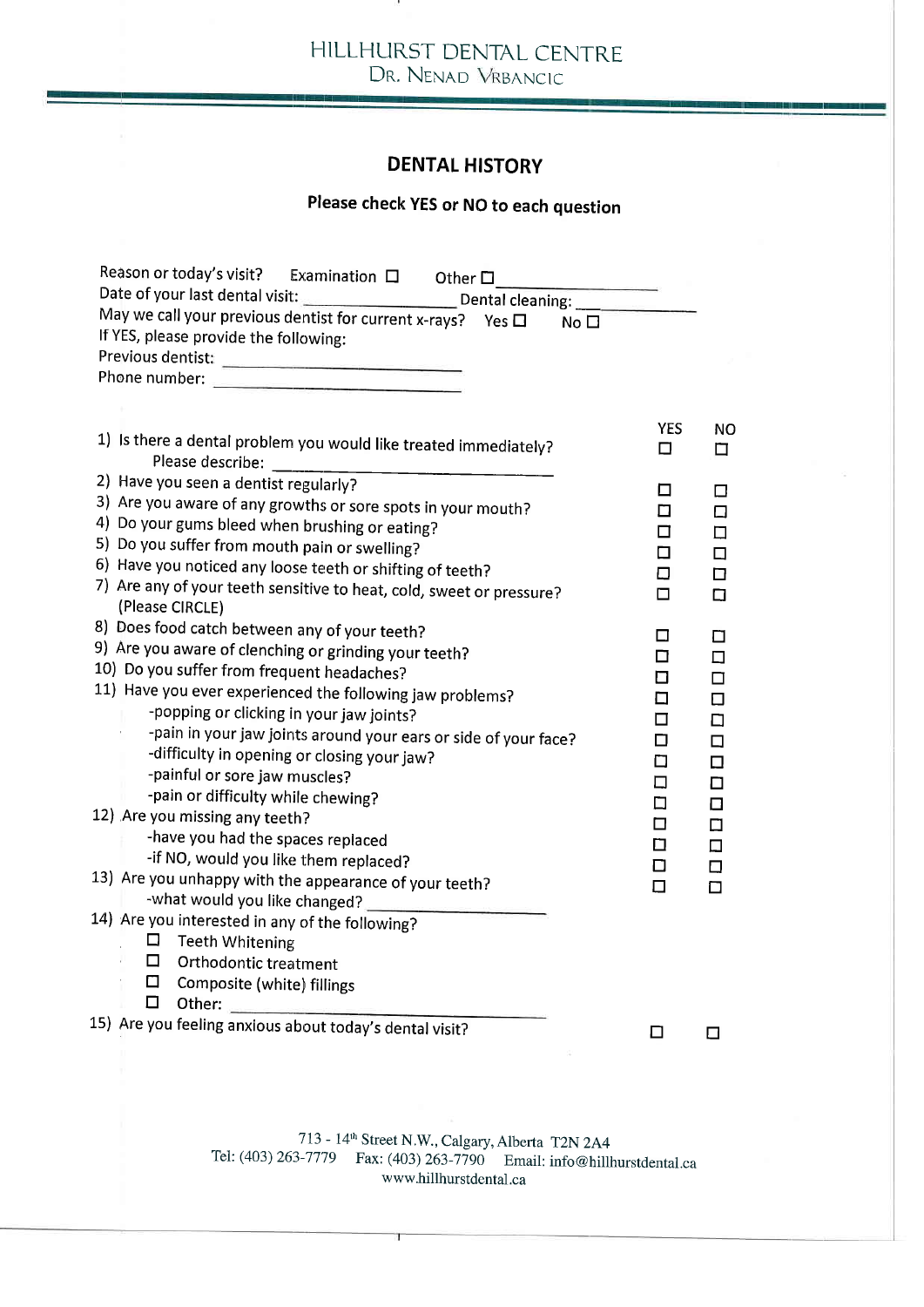# HILLHURST DENTAL CENTRE

DR. NENAD VRBANCIC

## DENTAL HISTORY

### Please check YES or NO to each question

Reason or today's visit? Examination ☐ Other ☐ ______________

Date of your last dental visit: ______________ Dental cleaning: ______________

May we call your previous dentist for current x-rays? Yes ☐ No ☐

If YES, please provide the following:

Previous dentist: ______________

Phone number: ______________

| | YES | NO |
|---|---|---|
| 1) Is there a dental problem you would like treated immediately? Please describe: ______________ | ☐ | ☐ |
| 2) Have you seen a dentist regularly? | ☐ | ☐ |
| 3) Are you aware of any growths or sore spots in your mouth? | ☐ | ☐ |
| 4) Do your gums bleed when brushing or eating? | ☐ | ☐ |
| 5) Do you suffer from mouth pain or swelling? | ☐ | ☐ |
| 6) Have you noticed any loose teeth or shifting of teeth? | ☐ | ☐ |
| 7) Are any of your teeth sensitive to heat, cold, sweet or pressure? (Please CIRCLE) | ☐ | ☐ |
| 8) Does food catch between any of your teeth? | ☐ | ☐ |
| 9) Are you aware of clenching or grinding your teeth? | ☐ | ☐ |
| 10) Do you suffer from frequent headaches? | ☐ | ☐ |
| 11) Have you ever experienced the following jaw problems? | ☐ | ☐ |
| -popping or clicking in your jaw joints? | ☐ | ☐ |
| -pain in your jaw joints around your ears or side of your face? | ☐ | ☐ |
| -difficulty in opening or closing your jaw? | ☐ | ☐ |
| -painful or sore jaw muscles? | ☐ | ☐ |
| -pain or difficulty while chewing? | ☐ | ☐ |
| 12) Are you missing any teeth? | ☐ | ☐ |
| -have you had the spaces replaced | ☐ | ☐ |
| -if NO, would you like them replaced? | ☐ | ☐ |
| 13) Are you unhappy with the appearance of your teeth? | ☐ | ☐ |
| -what would you like changed? ______________ | | |
| 14) Are you interested in any of the following? | | |
| ☐ Teeth Whitening | | |
| ☐ Orthodontic treatment | | |
| ☐ Composite (white) fillings | | |
| ☐ Other: ______________ | | |
| 15) Are you feeling anxious about today's dental visit? | ☐ | ☐ |

713 - 14th Street N.W., Calgary, Alberta T2N 2A4

Tel: (403) 263-7779 Fax: (403) 263-7790 Email: info@hillhurstdental.ca

www.hillhurstdental.ca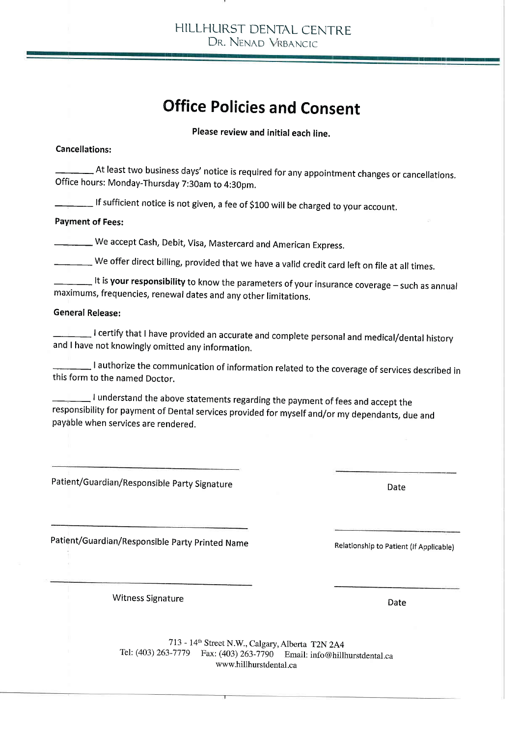HILLHURST DENTAL CENTRE
DR. NENAD VRBANCIC

# Office Policies and Consent

**Please review and initial each line.**

**Cancellations:**

_______ At least two business days' notice is required for any appointment changes or cancellations. Office hours: Monday-Thursday 7:30am to 4:30pm.

_______ If sufficient notice is not given, a fee of $100 will be charged to your account.

**Payment of Fees:**

_______ We accept Cash, Debit, Visa, Mastercard and American Express.

_______ We offer direct billing, provided that we have a valid credit card left on file at all times.

_______ It is **your responsibility** to know the parameters of your insurance coverage – such as annual maximums, frequencies, renewal dates and any other limitations.

**General Release:**

_______ I certify that I have provided an accurate and complete personal and medical/dental history and I have not knowingly omitted any information.

_______ I authorize the communication of information related to the coverage of services described in this form to the named Doctor.

_______ I understand the above statements regarding the payment of fees and accept the responsibility for payment of Dental services provided for myself and/or my dependants, due and payable when services are rendered.

______________________________ Patient/Guardian/Responsible Party Signature

______________________________ Date

______________________________ Patient/Guardian/Responsible Party Printed Name

______________________________ Relationship to Patient (If Applicable)

______________________________ Witness Signature

______________________________ Date

713 - 14th Street N.W., Calgary, Alberta T2N 2A4
Tel: (403) 263-7779 Fax: (403) 263-7790 Email: info@hillhurstdental.ca
www.hillhurstdental.ca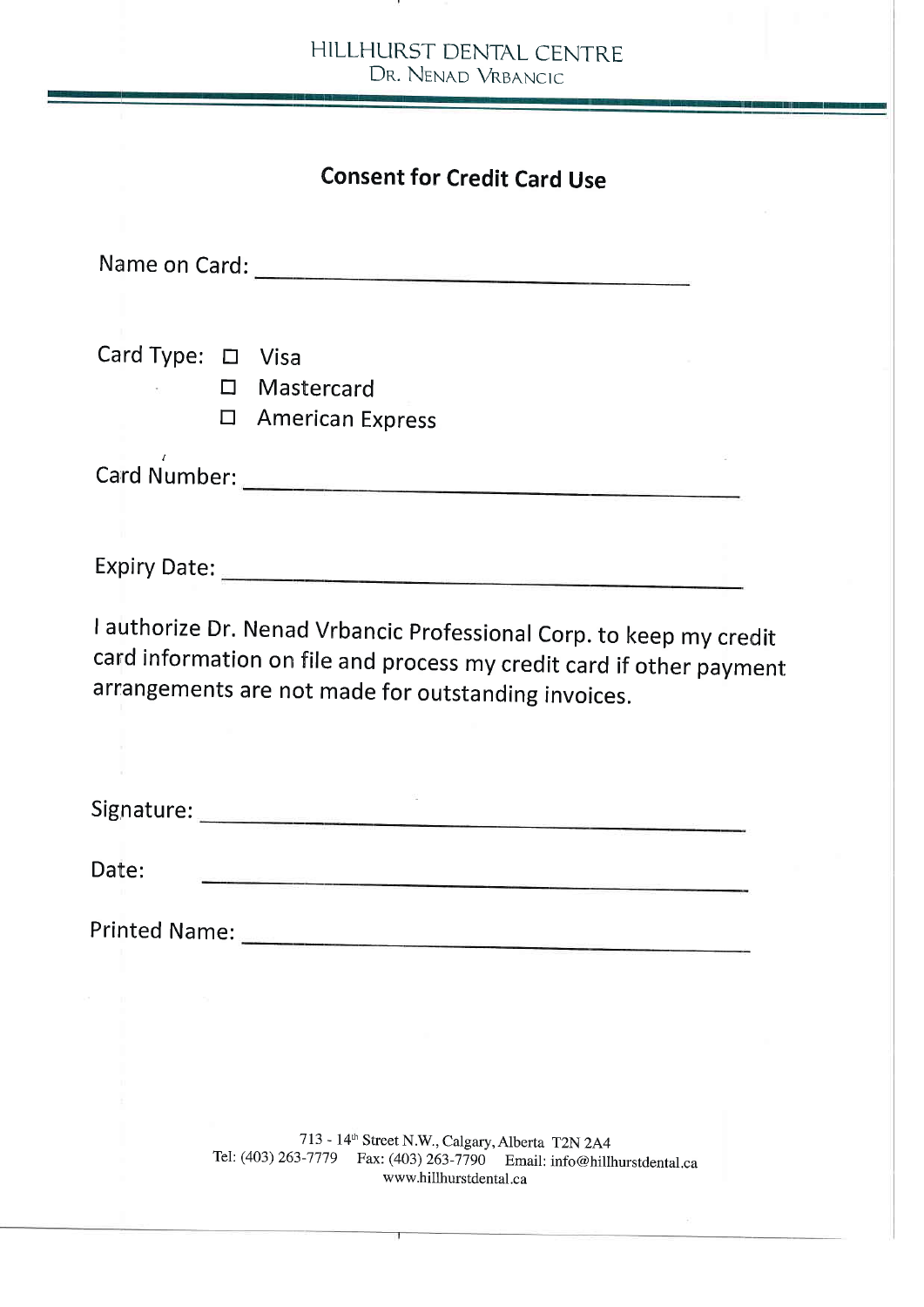HILLHURST DENTAL CENTRE
DR. NENAD VRBANCIC

## Consent for Credit Card Use

Name on Card: ______________________________

Card Type: ☐ Visa
☐ Mastercard
☐ American Express

Card Number: ______________________________

Expiry Date: ______________________________

I authorize Dr. Nenad Vrbancic Professional Corp. to keep my credit card information on file and process my credit card if other payment arrangements are not made for outstanding invoices.

Signature: ______________________________

Date: ______________________________

Printed Name: ______________________________

713 - 14th Street N.W., Calgary, Alberta T2N 2A4
Tel: (403) 263-7779 Fax: (403) 263-7790 Email: info@hillhurstdental.ca
www.hillhurstdental.ca